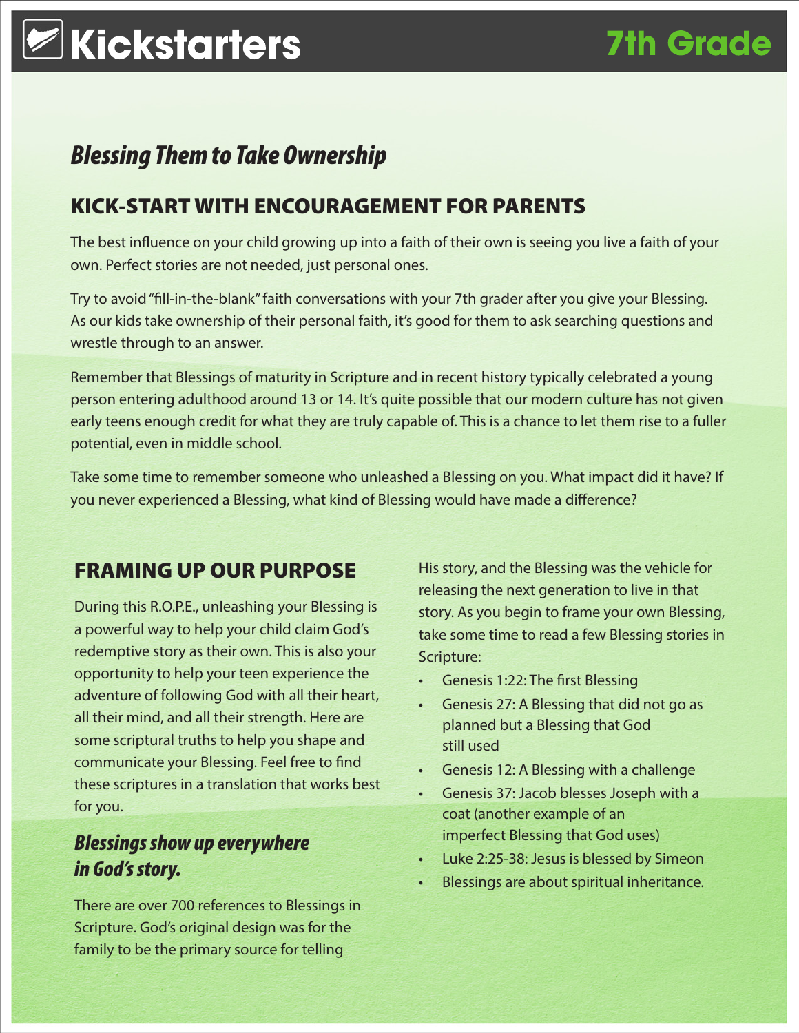# Kickstarters

**7th Grade**

## *Blessing Them to Take Ownership*

## KICK-START WITH ENCOURAGEMENT FOR PARENTS

The best influence on your child growing up into a faith of their own is seeing you live a faith of your own. Perfect stories are not needed, just personal ones.

Try to avoid "fill-in-the-blank" faith conversations with your 7th grader after you give your Blessing. As our kids take ownership of their personal faith, it's good for them to ask searching questions and wrestle through to an answer.

Remember that Blessings of maturity in Scripture and in recent history typically celebrated a young person entering adulthood around 13 or 14. It's quite possible that our modern culture has not given early teens enough credit for what they are truly capable of. This is a chance to let them rise to a fuller potential, even in middle school.

Take some time to remember someone who unleashed a Blessing on you. What impact did it have? If you never experienced a Blessing, what kind of Blessing would have made a difference?

## FRAMING UP OUR PURPOSE

During this R.O.P.E., unleashing your Blessing is a powerful way to help your child claim God's redemptive story as their own. This is also your opportunity to help your teen experience the adventure of following God with all their heart, all their mind, and all their strength. Here are some scriptural truths to help you shape and communicate your Blessing. Feel free to find these scriptures in a translation that works best for you.

### *Blessings show up everywhere in God's story.*

There are over 700 references to Blessings in Scripture. God's original design was for the family to be the primary source for telling His story, and the Blessing was the vehicle for releasing the next generation to live in that story. As you begin to frame your own Blessing, take some time to read a few Blessing stories in Scripture:

- Genesis 1:22: The first Blessing
- Genesis 27: A Blessing that did not go as planned but a Blessing that God still used
- Genesis 12: A Blessing with a challenge
- Genesis 37: Jacob blesses Joseph with a coat (another example of an imperfect Blessing that God uses)
- Luke 2:25-38: Jesus is blessed by Simeon
- Blessings are about spiritual inheritance.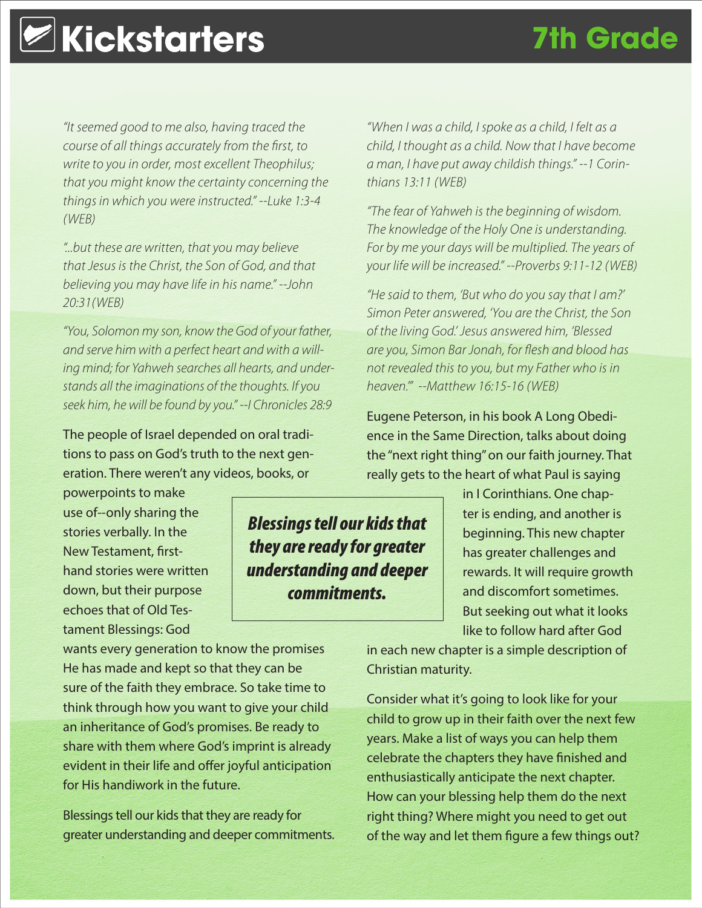# Kickstarters

## 7th Grade

*"It seemed good to me also, having traced the course of all things accurately from the first, to write to you in order, most excellent Theophilus; that you might know the certainty concerning the things in which you were instructed." --Luke 1:3-4 (WEB)*

*"...but these are written, that you may believe that Jesus is the Christ, the Son of God, and that believing you may have life in his name." --John 20:31(WEB)*

*"You, Solomon my son, know the God of your father, and serve him with a perfect heart and with a willing mind; for Yahweh searches all hearts, and understands all the imaginations of the thoughts. If you seek him, he will be found by you." --I Chronicles 28:9*

The people of Israel depended on oral traditions to pass on God's truth to the next generation. There weren't any videos, books, or powerpoints to make use of--only sharing the stories verbally. In the New Testament, firsthand stories were written down, but their purpose echoes that of Old Testament Blessings: God wants every generation to know the promises He has made and kept so that they can be sure of the faith they embrace. So take time to think through how you want to give your child an inheritance of God's promises. Be ready to share with them where God's imprint is already evident in their life and offer joyful anticipation for His handiwork in the future.

**Blessings tell our kids that they are ready for greater understanding and deeper commitments.**

Blessings tell our kids that they are ready for greater understanding and deeper commitments.

*"When I was a child, I spoke as a child, I felt as a child, I thought as a child. Now that I have become a man, I have put away childish things." --1 Corinthians 13:11 (WEB)*

*"The fear of Yahweh is the beginning of wisdom. The knowledge of the Holy One is understanding. For by me your days will be multiplied. The years of your life will be increased." --Proverbs 9:11-12 (WEB)*

*"He said to them, 'But who do you say that I am?' Simon Peter answered, 'You are the Christ, the Son of the living God.' Jesus answered him, 'Blessed are you, Simon Bar Jonah, for flesh and blood has not revealed this to you, but my Father who is in heaven.'" --Matthew 16:15-16 (WEB)*

Eugene Peterson, in his book A Long Obedience in the Same Direction, talks about doing the "next right thing" on our faith journey. That really gets to the heart of what Paul is saying in I Corinthians. One chapter is ending, and another is beginning. This new chapter has greater challenges and rewards. It will require growth and discomfort sometimes. But seeking out what it looks like to follow hard after God in each new chapter is a simple description of Christian maturity.

Consider what it's going to look like for your child to grow up in their faith over the next few years. Make a list of ways you can help them celebrate the chapters they have finished and enthusiastically anticipate the next chapter. How can your blessing help them do the next right thing? Where might you need to get out of the way and let them figure a few things out?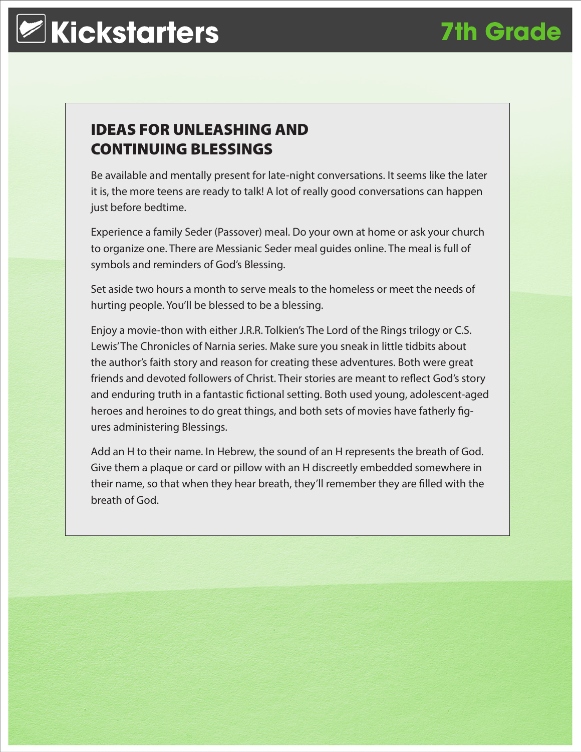## IDEAS FOR UNLEASHING AND CONTINUING BLESSINGS

Be available and mentally present for late-night conversations. It seems like the later it is, the more teens are ready to talk! A lot of really good conversations can happen just before bedtime.

Experience a family Seder (Passover) meal. Do your own at home or ask your church to organize one. There are Messianic Seder meal guides online. The meal is full of symbols and reminders of God's Blessing.

Set aside two hours a month to serve meals to the homeless or meet the needs of hurting people. You'll be blessed to be a blessing.

Enjoy a movie-thon with either J.R.R. Tolkien's The Lord of the Rings trilogy or C.S. Lewis' The Chronicles of Narnia series. Make sure you sneak in little tidbits about the author's faith story and reason for creating these adventures. Both were great friends and devoted followers of Christ. Their stories are meant to reflect God's story and enduring truth in a fantastic fictional setting. Both used young, adolescent-aged heroes and heroines to do great things, and both sets of movies have fatherly figures administering Blessings.

Add an H to their name. In Hebrew, the sound of an H represents the breath of God. Give them a plaque or card or pillow with an H discreetly embedded somewhere in their name, so that when they hear breath, they'll remember they are filled with the breath of God.